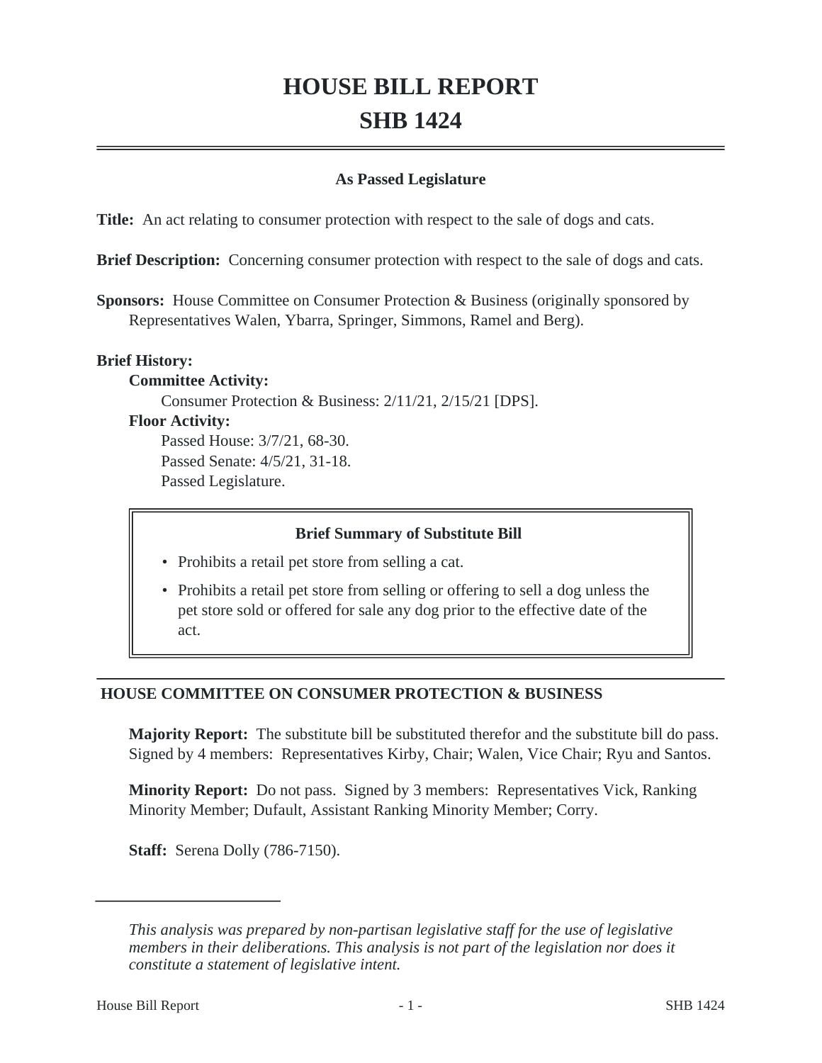# HOUSE BILL REPORT
# SHB 1424

**As Passed Legislature**

**Title:** An act relating to consumer protection with respect to the sale of dogs and cats.

**Brief Description:** Concerning consumer protection with respect to the sale of dogs and cats.

**Sponsors:** House Committee on Consumer Protection & Business (originally sponsored by Representatives Walen, Ybarra, Springer, Simmons, Ramel and Berg).

**Brief History:**

**Committee Activity:**

Consumer Protection & Business: 2/11/21, 2/15/21 [DPS].

**Floor Activity:**

Passed House: 3/7/21, 68-30.

Passed Senate: 4/5/21, 31-18.

Passed Legislature.

**Brief Summary of Substitute Bill**

- Prohibits a retail pet store from selling a cat.
- Prohibits a retail pet store from selling or offering to sell a dog unless the pet store sold or offered for sale any dog prior to the effective date of the act.

## HOUSE COMMITTEE ON CONSUMER PROTECTION & BUSINESS

**Majority Report:** The substitute bill be substituted therefor and the substitute bill do pass. Signed by 4 members: Representatives Kirby, Chair; Walen, Vice Chair; Ryu and Santos.

**Minority Report:** Do not pass. Signed by 3 members: Representatives Vick, Ranking Minority Member; Dufault, Assistant Ranking Minority Member; Corry.

**Staff:** Serena Dolly (786-7150).

---

*This analysis was prepared by non-partisan legislative staff for the use of legislative members in their deliberations. This analysis is not part of the legislation nor does it constitute a statement of legislative intent.*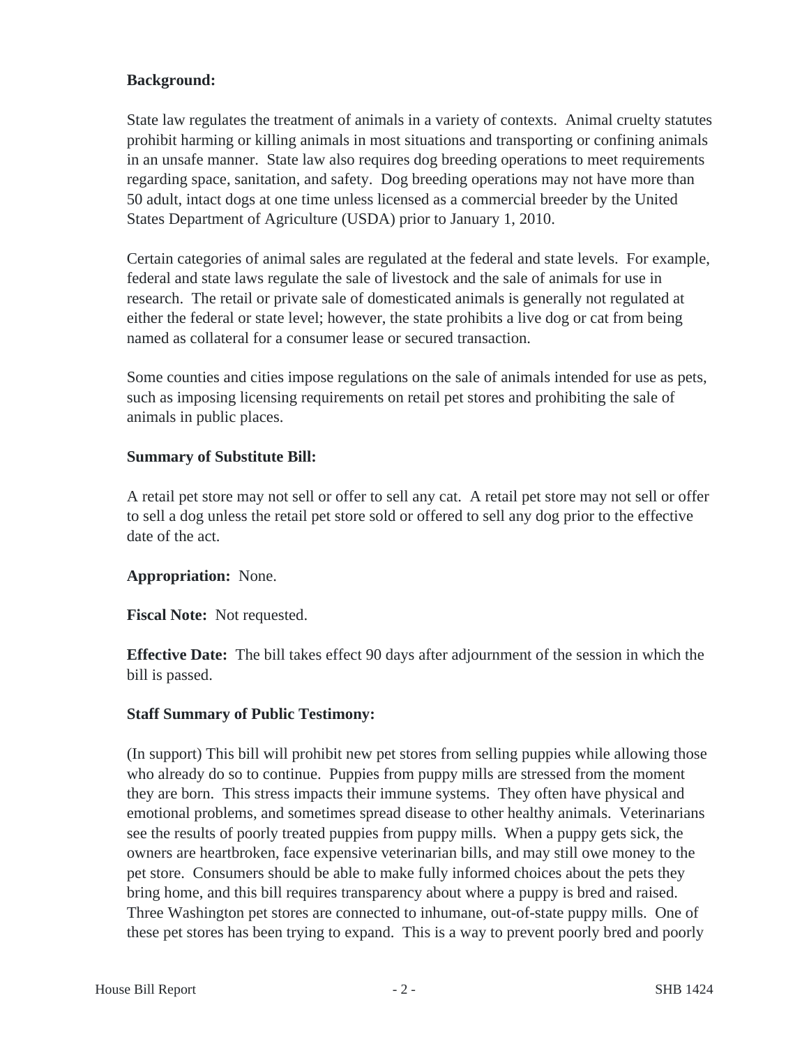**Background:**

State law regulates the treatment of animals in a variety of contexts. Animal cruelty statutes prohibit harming or killing animals in most situations and transporting or confining animals in an unsafe manner. State law also requires dog breeding operations to meet requirements regarding space, sanitation, and safety. Dog breeding operations may not have more than 50 adult, intact dogs at one time unless licensed as a commercial breeder by the United States Department of Agriculture (USDA) prior to January 1, 2010.

Certain categories of animal sales are regulated at the federal and state levels. For example, federal and state laws regulate the sale of livestock and the sale of animals for use in research. The retail or private sale of domesticated animals is generally not regulated at either the federal or state level; however, the state prohibits a live dog or cat from being named as collateral for a consumer lease or secured transaction.

Some counties and cities impose regulations on the sale of animals intended for use as pets, such as imposing licensing requirements on retail pet stores and prohibiting the sale of animals in public places.

**Summary of Substitute Bill:**

A retail pet store may not sell or offer to sell any cat. A retail pet store may not sell or offer to sell a dog unless the retail pet store sold or offered to sell any dog prior to the effective date of the act.

**Appropriation:** None.

**Fiscal Note:** Not requested.

**Effective Date:** The bill takes effect 90 days after adjournment of the session in which the bill is passed.

**Staff Summary of Public Testimony:**

(In support) This bill will prohibit new pet stores from selling puppies while allowing those who already do so to continue. Puppies from puppy mills are stressed from the moment they are born. This stress impacts their immune systems. They often have physical and emotional problems, and sometimes spread disease to other healthy animals. Veterinarians see the results of poorly treated puppies from puppy mills. When a puppy gets sick, the owners are heartbroken, face expensive veterinarian bills, and may still owe money to the pet store. Consumers should be able to make fully informed choices about the pets they bring home, and this bill requires transparency about where a puppy is bred and raised. Three Washington pet stores are connected to inhumane, out-of-state puppy mills. One of these pet stores has been trying to expand. This is a way to prevent poorly bred and poorly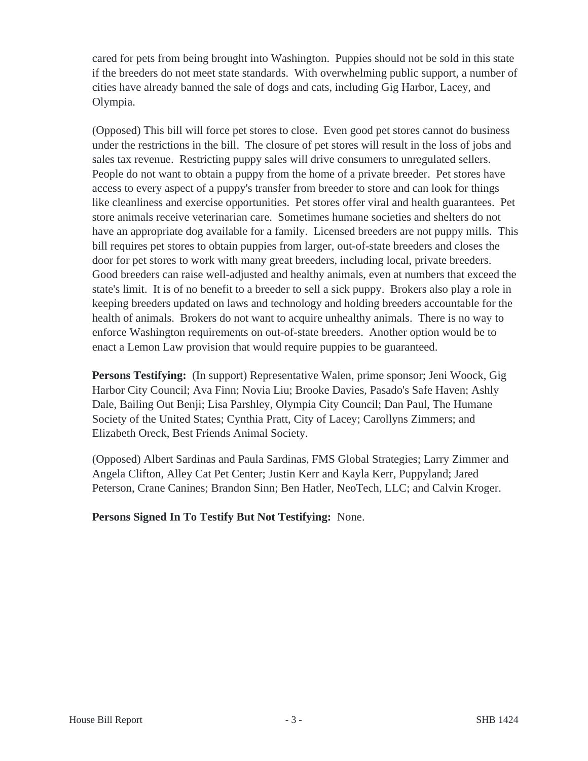cared for pets from being brought into Washington. Puppies should not be sold in this state if the breeders do not meet state standards. With overwhelming public support, a number of cities have already banned the sale of dogs and cats, including Gig Harbor, Lacey, and Olympia.

(Opposed) This bill will force pet stores to close. Even good pet stores cannot do business under the restrictions in the bill. The closure of pet stores will result in the loss of jobs and sales tax revenue. Restricting puppy sales will drive consumers to unregulated sellers. People do not want to obtain a puppy from the home of a private breeder. Pet stores have access to every aspect of a puppy's transfer from breeder to store and can look for things like cleanliness and exercise opportunities. Pet stores offer viral and health guarantees. Pet store animals receive veterinarian care. Sometimes humane societies and shelters do not have an appropriate dog available for a family. Licensed breeders are not puppy mills. This bill requires pet stores to obtain puppies from larger, out-of-state breeders and closes the door for pet stores to work with many great breeders, including local, private breeders. Good breeders can raise well-adjusted and healthy animals, even at numbers that exceed the state's limit. It is of no benefit to a breeder to sell a sick puppy. Brokers also play a role in keeping breeders updated on laws and technology and holding breeders accountable for the health of animals. Brokers do not want to acquire unhealthy animals. There is no way to enforce Washington requirements on out-of-state breeders. Another option would be to enact a Lemon Law provision that would require puppies to be guaranteed.

**Persons Testifying:** (In support) Representative Walen, prime sponsor; Jeni Woock, Gig Harbor City Council; Ava Finn; Novia Liu; Brooke Davies, Pasado's Safe Haven; Ashly Dale, Bailing Out Benji; Lisa Parshley, Olympia City Council; Dan Paul, The Humane Society of the United States; Cynthia Pratt, City of Lacey; Carollyns Zimmers; and Elizabeth Oreck, Best Friends Animal Society.

(Opposed) Albert Sardinas and Paula Sardinas, FMS Global Strategies; Larry Zimmer and Angela Clifton, Alley Cat Pet Center; Justin Kerr and Kayla Kerr, Puppyland; Jared Peterson, Crane Canines; Brandon Sinn; Ben Hatler, NeoTech, LLC; and Calvin Kroger.

**Persons Signed In To Testify But Not Testifying:** None.